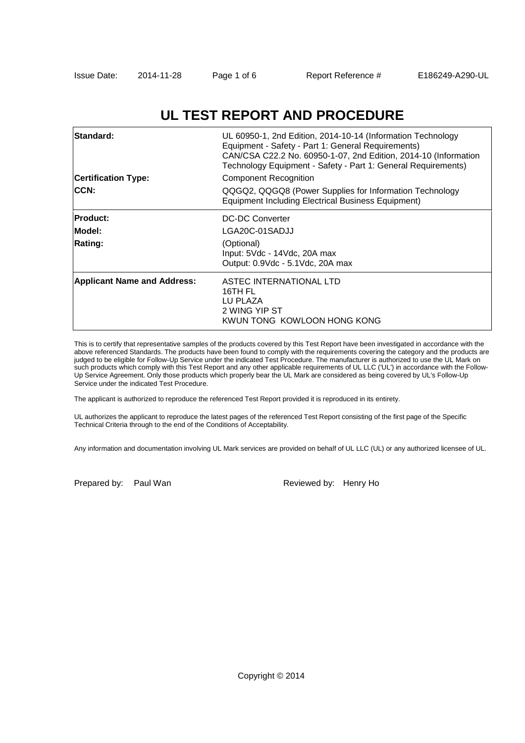# UL TEST REPORT AND PROCEDURE

| | |
|---|---|
| **Standard:** | UL 60950-1, 2nd Edition, 2014-10-14 (Information Technology Equipment - Safety - Part 1: General Requirements)<br>CAN/CSA C22.2 No. 60950-1-07, 2nd Edition, 2014-10 (Information Technology Equipment - Safety - Part 1: General Requirements) |
| **Certification Type:** | Component Recognition |
| **CCN:** | QQGQ2, QQGQ8 (Power Supplies for Information Technology Equipment Including Electrical Business Equipment) |
| **Product:** | DC-DC Converter |
| **Model:** | LGA20C-01SADJJ |
| **Rating:** | (Optional)<br>Input: 5Vdc - 14Vdc, 20A max<br>Output: 0.9Vdc - 5.1Vdc, 20A max |
| **Applicant Name and Address:** | ASTEC INTERNATIONAL LTD<br>16TH FL<br>LU PLAZA<br>2 WING YIP ST<br>KWUN TONG KOWLOON HONG KONG |

This is to certify that representative samples of the products covered by this Test Report have been investigated in accordance with the above referenced Standards. The products have been found to comply with the requirements covering the category and the products are judged to be eligible for Follow-Up Service under the indicated Test Procedure. The manufacturer is authorized to use the UL Mark on such products which comply with this Test Report and any other applicable requirements of UL LLC ('UL') in accordance with the Follow-Up Service Agreement. Only those products which properly bear the UL Mark are considered as being covered by UL's Follow-Up Service under the indicated Test Procedure.

The applicant is authorized to reproduce the referenced Test Report provided it is reproduced in its entirety.

UL authorizes the applicant to reproduce the latest pages of the referenced Test Report consisting of the first page of the Specific Technical Criteria through to the end of the Conditions of Acceptability.

Any information and documentation involving UL Mark services are provided on behalf of UL LLC (UL) or any authorized licensee of UL.

Prepared by: Paul Wan

Reviewed by: Henry Ho

Copyright © 2014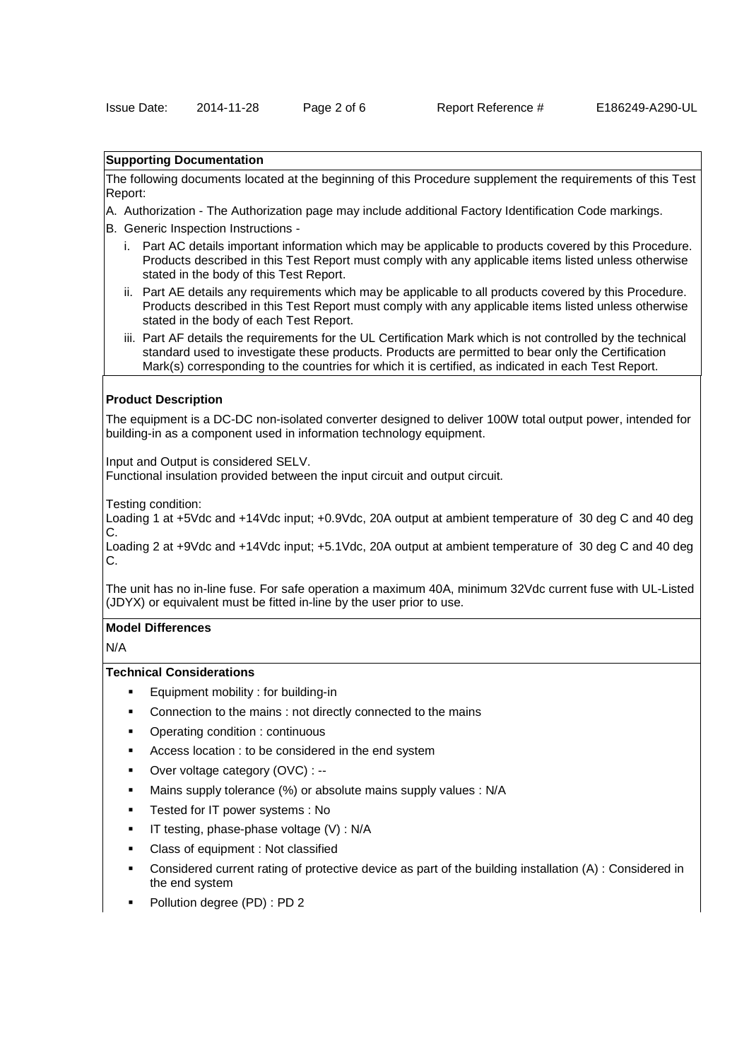## Supporting Documentation

The following documents located at the beginning of this Procedure supplement the requirements of this Test Report:

A. Authorization - The Authorization page may include additional Factory Identification Code markings.

B. Generic Inspection Instructions -

   i. Part AC details important information which may be applicable to products covered by this Procedure. Products described in this Test Report must comply with any applicable items listed unless otherwise stated in the body of this Test Report.

   ii. Part AE details any requirements which may be applicable to all products covered by this Procedure. Products described in this Test Report must comply with any applicable items listed unless otherwise stated in the body of each Test Report.

   iii. Part AF details the requirements for the UL Certification Mark which is not controlled by the technical standard used to investigate these products. Products are permitted to bear only the Certification Mark(s) corresponding to the countries for which it is certified, as indicated in each Test Report.

## Product Description

The equipment is a DC-DC non-isolated converter designed to deliver 100W total output power, intended for building-in as a component used in information technology equipment.

Input and Output is considered SELV.
Functional insulation provided between the input circuit and output circuit.

Testing condition:
Loading 1 at +5Vdc and +14Vdc input; +0.9Vdc, 20A output at ambient temperature of 30 deg C and 40 deg C.
Loading 2 at +9Vdc and +14Vdc input; +5.1Vdc, 20A output at ambient temperature of 30 deg C and 40 deg C.

The unit has no in-line fuse. For safe operation a maximum 40A, minimum 32Vdc current fuse with UL-Listed (JDYX) or equivalent must be fitted in-line by the user prior to use.

## Model Differences

N/A

## Technical Considerations

- Equipment mobility : for building-in
- Connection to the mains : not directly connected to the mains
- Operating condition : continuous
- Access location : to be considered in the end system
- Over voltage category (OVC) : --
- Mains supply tolerance (%) or absolute mains supply values : N/A
- Tested for IT power systems : No
- IT testing, phase-phase voltage (V) : N/A
- Class of equipment : Not classified
- Considered current rating of protective device as part of the building installation (A) : Considered in the end system
- Pollution degree (PD) : PD 2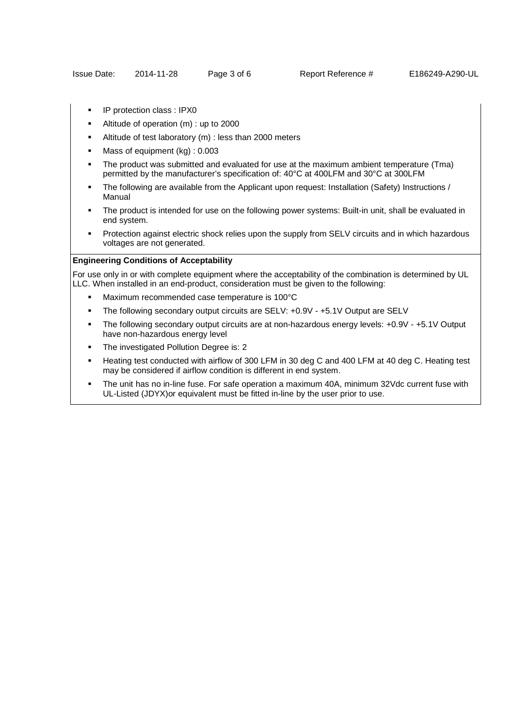- IP protection class : IPX0
- Altitude of operation (m) : up to 2000
- Altitude of test laboratory (m) : less than 2000 meters
- Mass of equipment (kg) : 0.003
- The product was submitted and evaluated for use at the maximum ambient temperature (Tma) permitted by the manufacturer's specification of: 40°C at 400LFM and 30°C at 300LFM
- The following are available from the Applicant upon request: Installation (Safety) Instructions / Manual
- The product is intended for use on the following power systems: Built-in unit, shall be evaluated in end system.
- Protection against electric shock relies upon the supply from SELV circuits and in which hazardous voltages are not generated.

**Engineering Conditions of Acceptability**

For use only in or with complete equipment where the acceptability of the combination is determined by UL LLC. When installed in an end-product, consideration must be given to the following:

- Maximum recommended case temperature is 100°C
- The following secondary output circuits are SELV: +0.9V - +5.1V Output are SELV
- The following secondary output circuits are at non-hazardous energy levels: +0.9V - +5.1V Output have non-hazardous energy level
- The investigated Pollution Degree is: 2
- Heating test conducted with airflow of 300 LFM in 30 deg C and 400 LFM at 40 deg C. Heating test may be considered if airflow condition is different in end system.
- The unit has no in-line fuse. For safe operation a maximum 40A, minimum 32Vdc current fuse with UL-Listed (JDYX)or equivalent must be fitted in-line by the user prior to use.